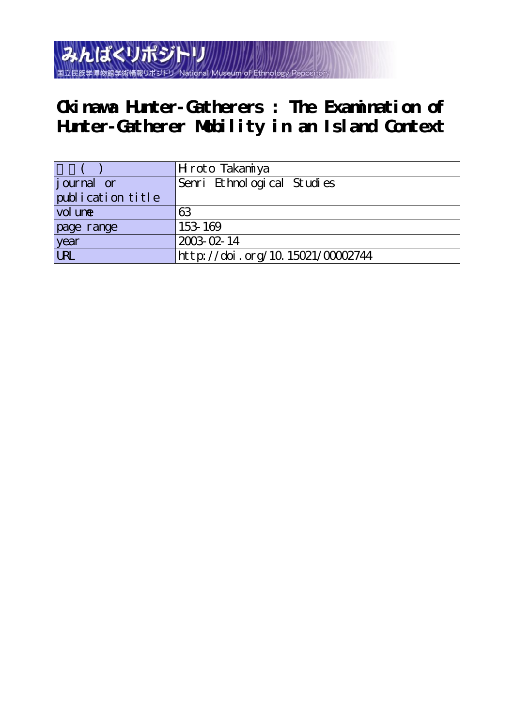みんぱくリポジトリ

国立民族学博物館学術情報リポジトリ National Museum of Ethnology Repository

# Okinawa Hunter-Gatherers : The Examination of Hunter-Gatherer Mobility in an Island Context

| 著者( ) | Hiroto Takamiya |
|---|---|
| journal or publication title | Senri Ethnological Studies |
| volume | 63 |
| page range | 153-169 |
| year | 2003-02-14 |
| URL | http://doi.org/10.15021/00002744 |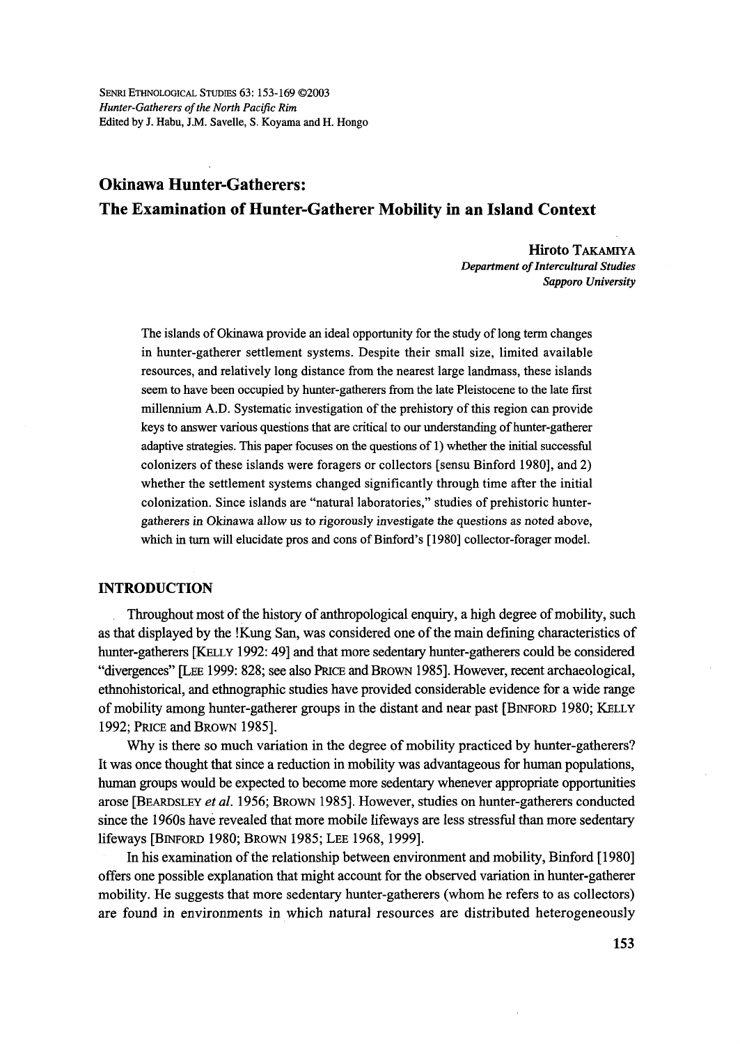Senri Ethnological Studies 63: 153-169 ©2003
*Hunter-Gatherers of the North Pacific Rim*
Edited by J. Habu, J.M. Savelle, S. Koyama and H. Hongo

# Okinawa Hunter-Gatherers: The Examination of Hunter-Gatherer Mobility in an Island Context

**Hiroto Takamiya**
*Department of Intercultural Studies*
*Sapporo University*

The islands of Okinawa provide an ideal opportunity for the study of long term changes in hunter-gatherer settlement systems. Despite their small size, limited available resources, and relatively long distance from the nearest large landmass, these islands seem to have been occupied by hunter-gatherers from the late Pleistocene to the late first millennium A.D. Systematic investigation of the prehistory of this region can provide keys to answer various questions that are critical to our understanding of hunter-gatherer adaptive strategies. This paper focuses on the questions of 1) whether the initial successful colonizers of these islands were foragers or collectors [sensu Binford 1980], and 2) whether the settlement systems changed significantly through time after the initial colonization. Since islands are "natural laboratories," studies of prehistoric hunter-gatherers in Okinawa allow us to rigorously investigate the questions as noted above, which in turn will elucidate pros and cons of Binford's [1980] collector-forager model.

## INTRODUCTION

Throughout most of the history of anthropological enquiry, a high degree of mobility, such as that displayed by the !Kung San, was considered one of the main defining characteristics of hunter-gatherers [Kelly 1992: 49] and that more sedentary hunter-gatherers could be considered "divergences" [Lee 1999: 828; see also Price and Brown 1985]. However, recent archaeological, ethnohistorical, and ethnographic studies have provided considerable evidence for a wide range of mobility among hunter-gatherer groups in the distant and near past [Binford 1980; Kelly 1992; Price and Brown 1985].

Why is there so much variation in the degree of mobility practiced by hunter-gatherers? It was once thought that since a reduction in mobility was advantageous for human populations, human groups would be expected to become more sedentary whenever appropriate opportunities arose [Beardsley *et al.* 1956; Brown 1985]. However, studies on hunter-gatherers conducted since the 1960s have revealed that more mobile lifeways are less stressful than more sedentary lifeways [Binford 1980; Brown 1985; Lee 1968, 1999].

In his examination of the relationship between environment and mobility, Binford [1980] offers one possible explanation that might account for the observed variation in hunter-gatherer mobility. He suggests that more sedentary hunter-gatherers (whom he refers to as collectors) are found in environments in which natural resources are distributed heterogeneously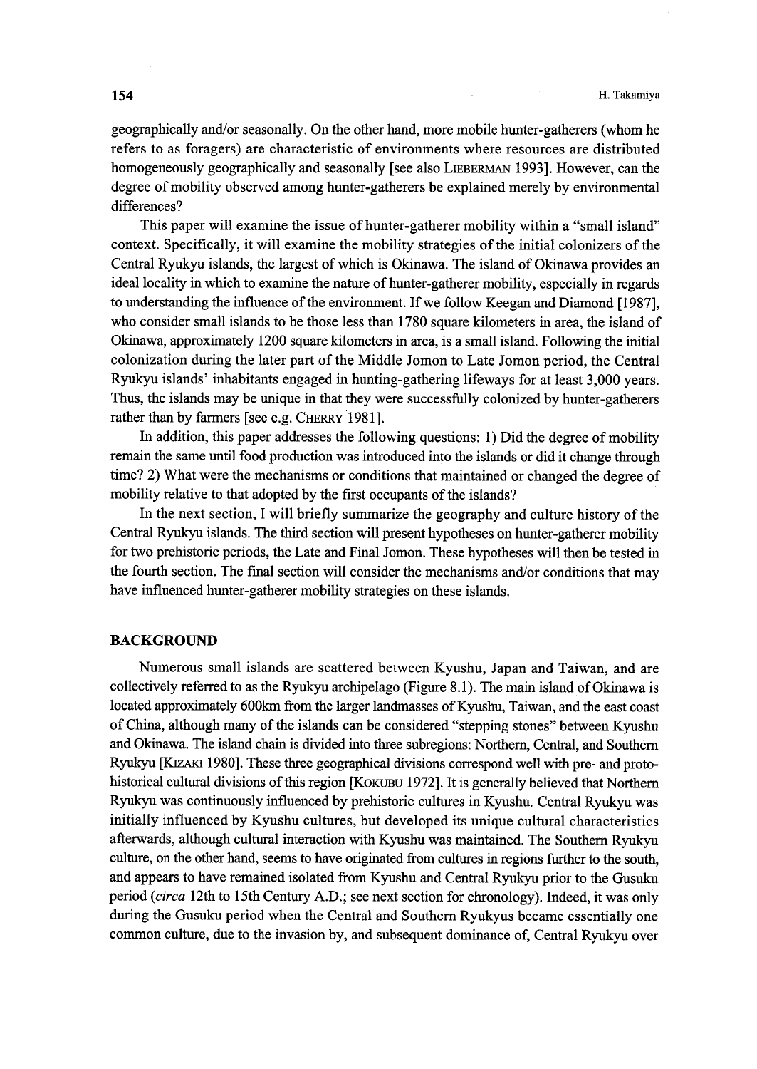geographically and/or seasonally. On the other hand, more mobile hunter-gatherers (whom he refers to as foragers) are characteristic of environments where resources are distributed homogeneously geographically and seasonally [see also LIEBERMAN 1993]. However, can the degree of mobility observed among hunter-gatherers be explained merely by environmental differences?

This paper will examine the issue of hunter-gatherer mobility within a "small island" context. Specifically, it will examine the mobility strategies of the initial colonizers of the Central Ryukyu islands, the largest of which is Okinawa. The island of Okinawa provides an ideal locality in which to examine the nature of hunter-gatherer mobility, especially in regards to understanding the influence of the environment. If we follow Keegan and Diamond [1987], who consider small islands to be those less than 1780 square kilometers in area, the island of Okinawa, approximately 1200 square kilometers in area, is a small island. Following the initial colonization during the later part of the Middle Jomon to Late Jomon period, the Central Ryukyu islands' inhabitants engaged in hunting-gathering lifeways for at least 3,000 years. Thus, the islands may be unique in that they were successfully colonized by hunter-gatherers rather than by farmers [see e.g. CHERRY 1981].

In addition, this paper addresses the following questions: 1) Did the degree of mobility remain the same until food production was introduced into the islands or did it change through time? 2) What were the mechanisms or conditions that maintained or changed the degree of mobility relative to that adopted by the first occupants of the islands?

In the next section, I will briefly summarize the geography and culture history of the Central Ryukyu islands. The third section will present hypotheses on hunter-gatherer mobility for two prehistoric periods, the Late and Final Jomon. These hypotheses will then be tested in the fourth section. The final section will consider the mechanisms and/or conditions that may have influenced hunter-gatherer mobility strategies on these islands.

## BACKGROUND

Numerous small islands are scattered between Kyushu, Japan and Taiwan, and are collectively referred to as the Ryukyu archipelago (Figure 8.1). The main island of Okinawa is located approximately 600km from the larger landmasses of Kyushu, Taiwan, and the east coast of China, although many of the islands can be considered "stepping stones" between Kyushu and Okinawa. The island chain is divided into three subregions: Northern, Central, and Southern Ryukyu [KIZAKI 1980]. These three geographical divisions correspond well with pre- and proto-historical cultural divisions of this region [KOKUBU 1972]. It is generally believed that Northern Ryukyu was continuously influenced by prehistoric cultures in Kyushu. Central Ryukyu was initially influenced by Kyushu cultures, but developed its unique cultural characteristics afterwards, although cultural interaction with Kyushu was maintained. The Southern Ryukyu culture, on the other hand, seems to have originated from cultures in regions further to the south, and appears to have remained isolated from Kyushu and Central Ryukyu prior to the Gusuku period (*circa* 12th to 15th Century A.D.; see next section for chronology). Indeed, it was only during the Gusuku period when the Central and Southern Ryukyus became essentially one common culture, due to the invasion by, and subsequent dominance of, Central Ryukyu over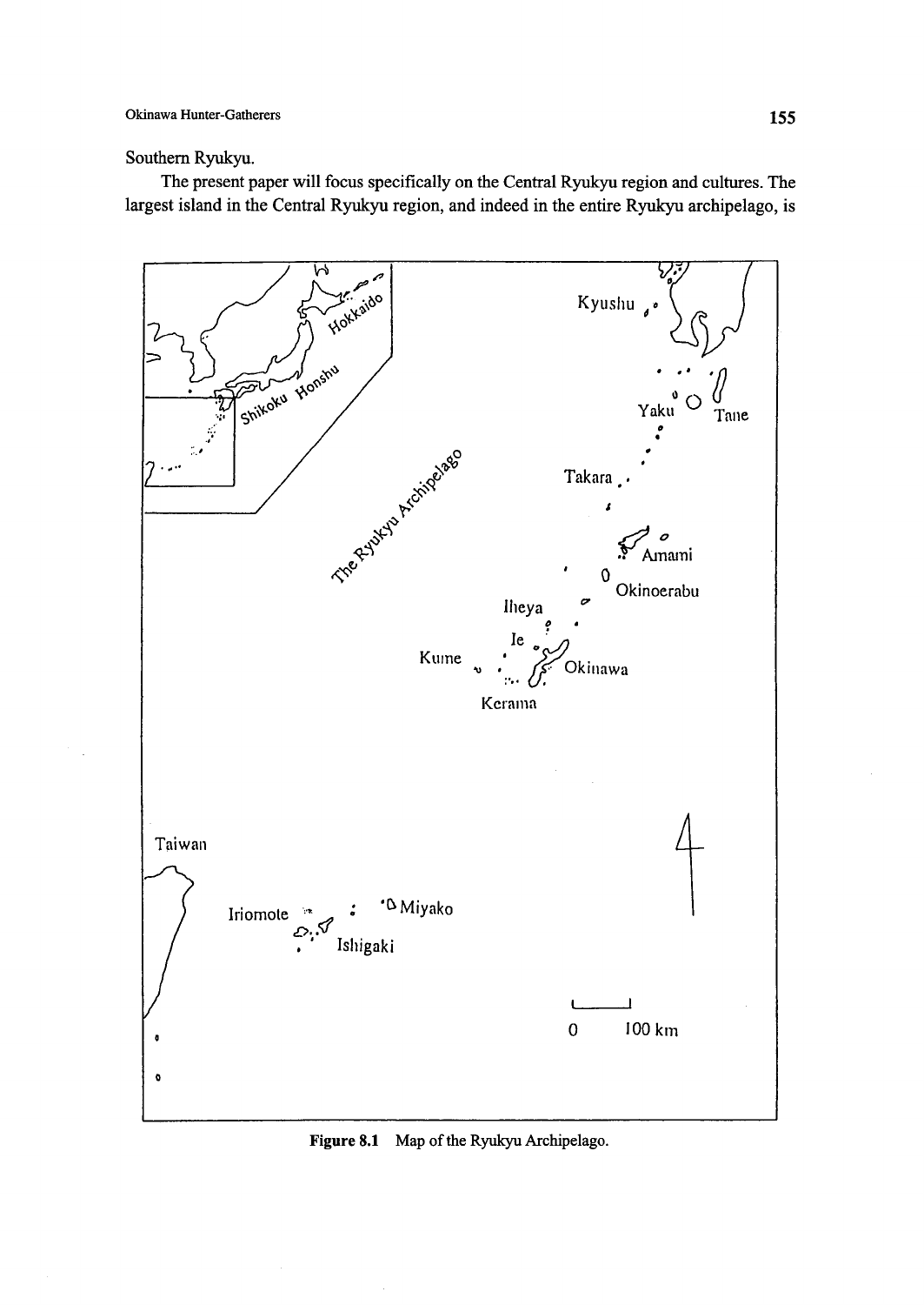Southern Ryukyu.

The present paper will focus specifically on the Central Ryukyu region and cultures. The largest island in the Central Ryukyu region, and indeed in the entire Ryukyu archipelago, is

**Figure 8.1** Map of the Ryukyu Archipelago.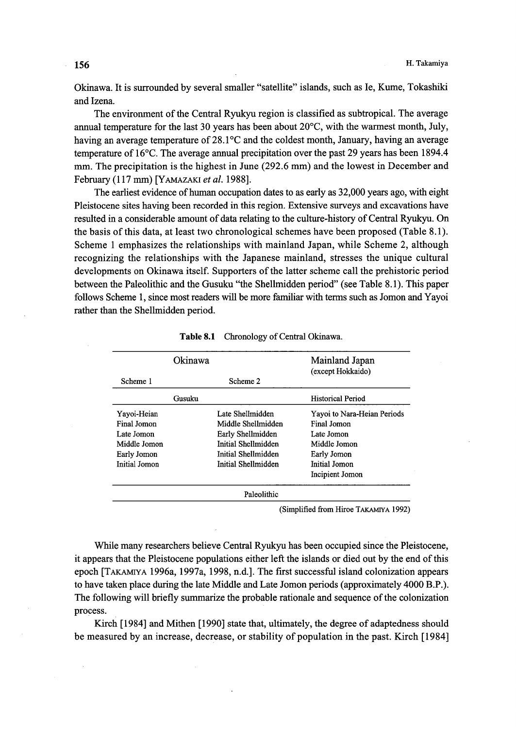Okinawa. It is surrounded by several smaller "satellite" islands, such as Ie, Kume, Tokashiki and Izena.

The environment of the Central Ryukyu region is classified as subtropical. The average annual temperature for the last 30 years has been about 20°C, with the warmest month, July, having an average temperature of 28.1°C and the coldest month, January, having an average temperature of 16°C. The average annual precipitation over the past 29 years has been 1894.4 mm. The precipitation is the highest in June (292.6 mm) and the lowest in December and February (117 mm) [YAMAZAKI *et al.* 1988].

The earliest evidence of human occupation dates to as early as 32,000 years ago, with eight Pleistocene sites having been recorded in this region. Extensive surveys and excavations have resulted in a considerable amount of data relating to the culture-history of Central Ryukyu. On the basis of this data, at least two chronological schemes have been proposed (Table 8.1). Scheme 1 emphasizes the relationships with mainland Japan, while Scheme 2, although recognizing the relationships with the Japanese mainland, stresses the unique cultural developments on Okinawa itself. Supporters of the latter scheme call the prehistoric period between the Paleolithic and the Gusuku "the Shellmidden period" (see Table 8.1). This paper follows Scheme 1, since most readers will be more familiar with terms such as Jomon and Yayoi rather than the Shellmidden period.

**Table 8.1** Chronology of Central Okinawa.

| Okinawa | | Mainland Japan (except Hokkaido) |
|---|---|---|
| Scheme 1 | Scheme 2 | |
| Gusuku | | Historical Period |
| Yayoi-Heian | Late Shellmidden | Yayoi to Nara-Heian Periods |
| Final Jomon | Middle Shellmidden | Final Jomon |
| Late Jomon | Early Shellmidden | Late Jomon |
| Middle Jomon | Initial Shellmidden | Middle Jomon |
| Early Jomon | Initial Shellmidden | Early Jomon |
| Initial Jomon | Initial Shellmidden | Initial Jomon |
| | | Incipient Jomon |
| Paleolithic | | |

(Simplified from Hiroe TAKAMIYA 1992)

While many researchers believe Central Ryukyu has been occupied since the Pleistocene, it appears that the Pleistocene populations either left the islands or died out by the end of this epoch [TAKAMIYA 1996a, 1997a, 1998, n.d.]. The first successful island colonization appears to have taken place during the late Middle and Late Jomon periods (approximately 4000 B.P.). The following will briefly summarize the probable rationale and sequence of the colonization process.

Kirch [1984] and Mithen [1990] state that, ultimately, the degree of adaptedness should be measured by an increase, decrease, or stability of population in the past. Kirch [1984]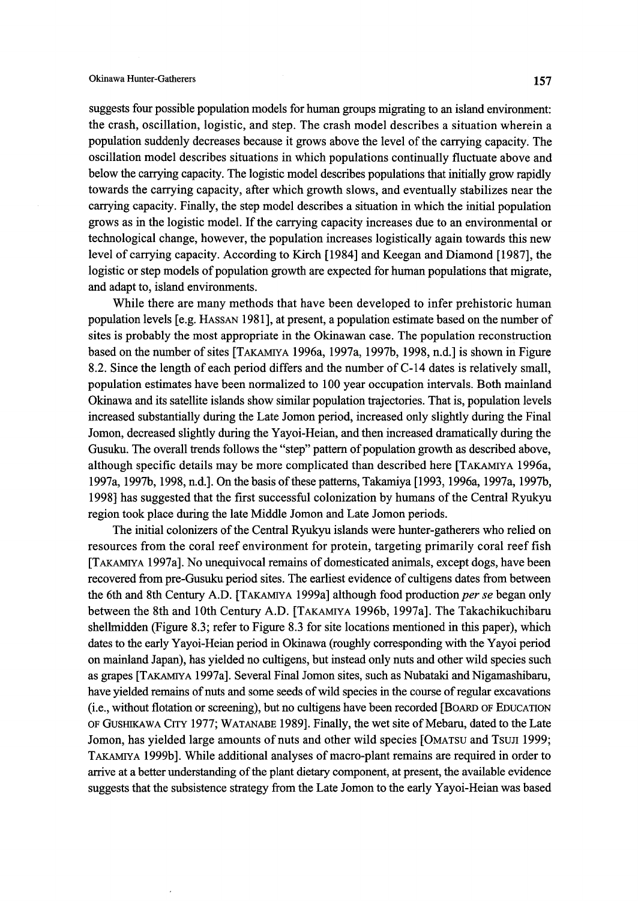suggests four possible population models for human groups migrating to an island environment: the crash, oscillation, logistic, and step. The crash model describes a situation wherein a population suddenly decreases because it grows above the level of the carrying capacity. The oscillation model describes situations in which populations continually fluctuate above and below the carrying capacity. The logistic model describes populations that initially grow rapidly towards the carrying capacity, after which growth slows, and eventually stabilizes near the carrying capacity. Finally, the step model describes a situation in which the initial population grows as in the logistic model. If the carrying capacity increases due to an environmental or technological change, however, the population increases logistically again towards this new level of carrying capacity. According to Kirch [1984] and Keegan and Diamond [1987], the logistic or step models of population growth are expected for human populations that migrate, and adapt to, island environments.

While there are many methods that have been developed to infer prehistoric human population levels [e.g. HASSAN 1981], at present, a population estimate based on the number of sites is probably the most appropriate in the Okinawan case. The population reconstruction based on the number of sites [TAKAMIYA 1996a, 1997a, 1997b, 1998, n.d.] is shown in Figure 8.2. Since the length of each period differs and the number of C-14 dates is relatively small, population estimates have been normalized to 100 year occupation intervals. Both mainland Okinawa and its satellite islands show similar population trajectories. That is, population levels increased substantially during the Late Jomon period, increased only slightly during the Final Jomon, decreased slightly during the Yayoi-Heian, and then increased dramatically during the Gusuku. The overall trends follows the "step" pattern of population growth as described above, although specific details may be more complicated than described here [TAKAMIYA 1996a, 1997a, 1997b, 1998, n.d.]. On the basis of these patterns, Takamiya [1993, 1996a, 1997a, 1997b, 1998] has suggested that the first successful colonization by humans of the Central Ryukyu region took place during the late Middle Jomon and Late Jomon periods.

The initial colonizers of the Central Ryukyu islands were hunter-gatherers who relied on resources from the coral reef environment for protein, targeting primarily coral reef fish [TAKAMIYA 1997a]. No unequivocal remains of domesticated animals, except dogs, have been recovered from pre-Gusuku period sites. The earliest evidence of cultigens dates from between the 6th and 8th Century A.D. [TAKAMIYA 1999a] although food production *per se* began only between the 8th and 10th Century A.D. [TAKAMIYA 1996b, 1997a]. The Takachikuchibaru shellmidden (Figure 8.3; refer to Figure 8.3 for site locations mentioned in this paper), which dates to the early Yayoi-Heian period in Okinawa (roughly corresponding with the Yayoi period on mainland Japan), has yielded no cultigens, but instead only nuts and other wild species such as grapes [TAKAMIYA 1997a]. Several Final Jomon sites, such as Nubataki and Nigamashibaru, have yielded remains of nuts and some seeds of wild species in the course of regular excavations (i.e., without flotation or screening), but no cultigens have been recorded [BOARD OF EDUCATION OF GUSHIKAWA CITY 1977; WATANABE 1989]. Finally, the wet site of Mebaru, dated to the Late Jomon, has yielded large amounts of nuts and other wild species [OMATSU and TSUJI 1999; TAKAMIYA 1999b]. While additional analyses of macro-plant remains are required in order to arrive at a better understanding of the plant dietary component, at present, the available evidence suggests that the subsistence strategy from the Late Jomon to the early Yayoi-Heian was based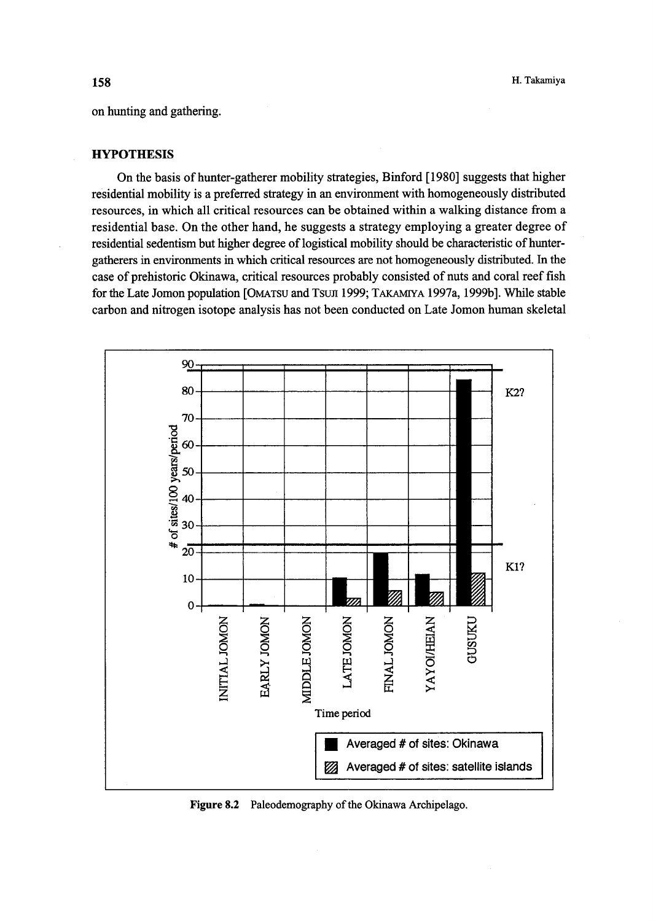on hunting and gathering.

## HYPOTHESIS

On the basis of hunter-gatherer mobility strategies, Binford [1980] suggests that higher residential mobility is a preferred strategy in an environment with homogeneously distributed resources, in which all critical resources can be obtained within a walking distance from a residential base. On the other hand, he suggests a strategy employing a greater degree of residential sedentism but higher degree of logistical mobility should be characteristic of hunter-gatherers in environments in which critical resources are not homogeneously distributed. In the case of prehistoric Okinawa, critical resources probably consisted of nuts and coral reef fish for the Late Jomon population [Omatsu and Tsuji 1999; Takamiya 1997a, 1999b]. While stable carbon and nitrogen isotope analysis has not been conducted on Late Jomon human skeletal

**Figure 8.2** Paleodemography of the Okinawa Archipelago.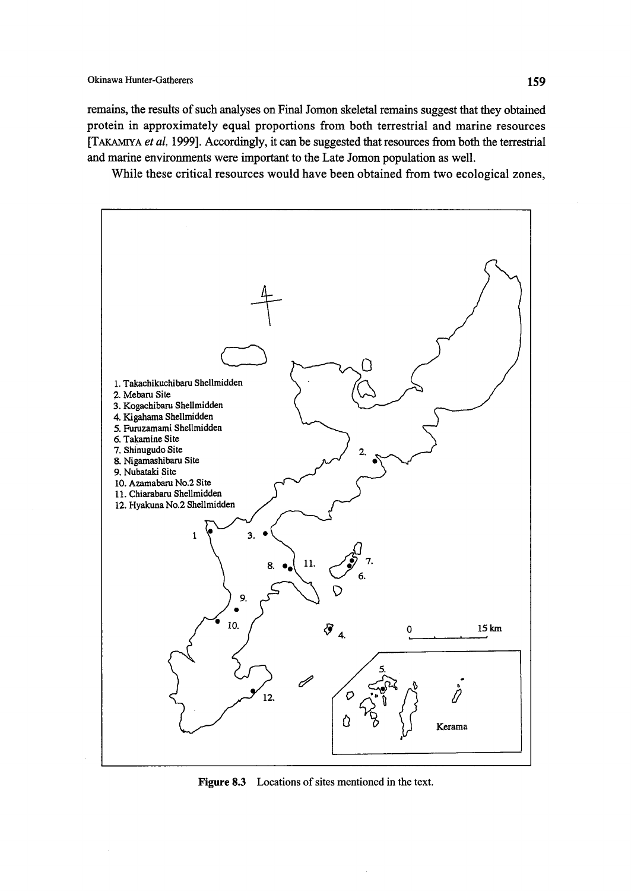remains, the results of such analyses on Final Jomon skeletal remains suggest that they obtained protein in approximately equal proportions from both terrestrial and marine resources [TAKAMIYA *et al.* 1999]. Accordingly, it can be suggested that resources from both the terrestrial and marine environments were important to the Late Jomon population as well.

While these critical resources would have been obtained from two ecological zones,

1. Takachikuchibaru Shellmidden
2. Mebaru Site
3. Kogachibaru Shellmidden
4. Kigahama Shellmidden
5. Furuzamami Shellmidden
6. Takamine Site
7. Shinugudo Site
8. Nigamashibaru Site
9. Nubataki Site
10. Azamabaru No.2 Site
11. Chiarabaru Shellmidden
12. Hyakuna No.2 Shellmidden

**Figure 8.3** Locations of sites mentioned in the text.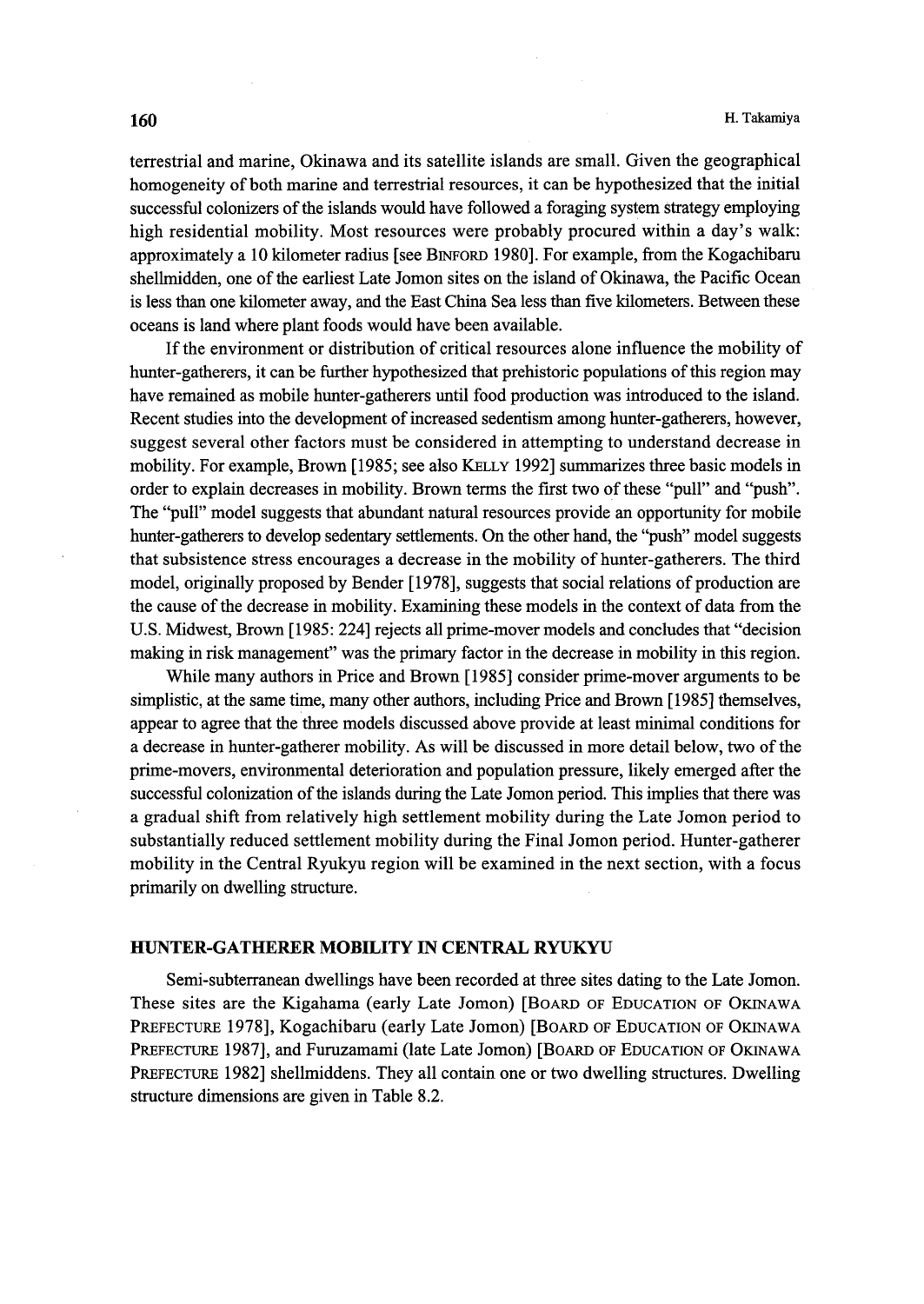terrestrial and marine, Okinawa and its satellite islands are small. Given the geographical homogeneity of both marine and terrestrial resources, it can be hypothesized that the initial successful colonizers of the islands would have followed a foraging system strategy employing high residential mobility. Most resources were probably procured within a day's walk: approximately a 10 kilometer radius [see BINFORD 1980]. For example, from the Kogachibaru shellmidden, one of the earliest Late Jomon sites on the island of Okinawa, the Pacific Ocean is less than one kilometer away, and the East China Sea less than five kilometers. Between these oceans is land where plant foods would have been available.

If the environment or distribution of critical resources alone influence the mobility of hunter-gatherers, it can be further hypothesized that prehistoric populations of this region may have remained as mobile hunter-gatherers until food production was introduced to the island. Recent studies into the development of increased sedentism among hunter-gatherers, however, suggest several other factors must be considered in attempting to understand decrease in mobility. For example, Brown [1985; see also KELLY 1992] summarizes three basic models in order to explain decreases in mobility. Brown terms the first two of these "pull" and "push". The "pull" model suggests that abundant natural resources provide an opportunity for mobile hunter-gatherers to develop sedentary settlements. On the other hand, the "push" model suggests that subsistence stress encourages a decrease in the mobility of hunter-gatherers. The third model, originally proposed by Bender [1978], suggests that social relations of production are the cause of the decrease in mobility. Examining these models in the context of data from the U.S. Midwest, Brown [1985: 224] rejects all prime-mover models and concludes that "decision making in risk management" was the primary factor in the decrease in mobility in this region.

While many authors in Price and Brown [1985] consider prime-mover arguments to be simplistic, at the same time, many other authors, including Price and Brown [1985] themselves, appear to agree that the three models discussed above provide at least minimal conditions for a decrease in hunter-gatherer mobility. As will be discussed in more detail below, two of the prime-movers, environmental deterioration and population pressure, likely emerged after the successful colonization of the islands during the Late Jomon period. This implies that there was a gradual shift from relatively high settlement mobility during the Late Jomon period to substantially reduced settlement mobility during the Final Jomon period. Hunter-gatherer mobility in the Central Ryukyu region will be examined in the next section, with a focus primarily on dwelling structure.

## HUNTER-GATHERER MOBILITY IN CENTRAL RYUKYU

Semi-subterranean dwellings have been recorded at three sites dating to the Late Jomon. These sites are the Kigahama (early Late Jomon) [BOARD OF EDUCATION OF OKINAWA PREFECTURE 1978], Kogachibaru (early Late Jomon) [BOARD OF EDUCATION OF OKINAWA PREFECTURE 1987], and Furuzamami (late Late Jomon) [BOARD OF EDUCATION OF OKINAWA PREFECTURE 1982] shellmiddens. They all contain one or two dwelling structures. Dwelling structure dimensions are given in Table 8.2.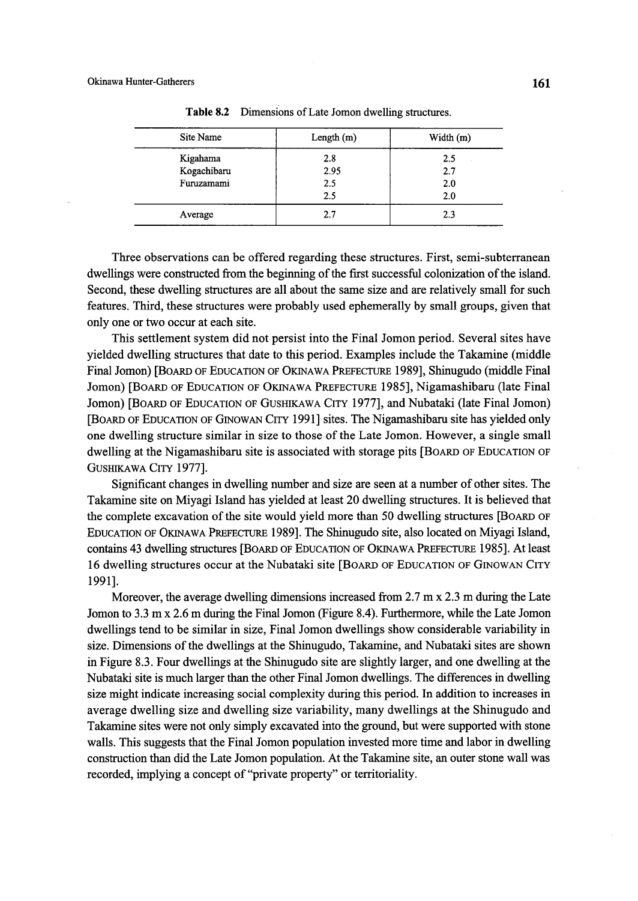**Table 8.2** Dimensions of Late Jomon dwelling structures.

| Site Name | Length (m) | Width (m) |
|---|---|---|
| Kigahama | 2.8 | 2.5 |
| Kogachibaru | 2.95 | 2.7 |
| Furuzamami | 2.5 | 2.0 |
| | 2.5 | 2.0 |
| Average | 2.7 | 2.3 |

Three observations can be offered regarding these structures. First, semi-subterranean dwellings were constructed from the beginning of the first successful colonization of the island. Second, these dwelling structures are all about the same size and are relatively small for such features. Third, these structures were probably used ephemerally by small groups, given that only one or two occur at each site.

This settlement system did not persist into the Final Jomon period. Several sites have yielded dwelling structures that date to this period. Examples include the Takamine (middle Final Jomon) [Board of Education of Okinawa Prefecture 1989], Shinugudo (middle Final Jomon) [Board of Education of Okinawa Prefecture 1985], Nigamashibaru (late Final Jomon) [Board of Education of Gushikawa City 1977], and Nubataki (late Final Jomon) [Board of Education of Ginowan City 1991] sites. The Nigamashibaru site has yielded only one dwelling structure similar in size to those of the Late Jomon. However, a single small dwelling at the Nigamashibaru site is associated with storage pits [Board of Education of Gushikawa City 1977].

Significant changes in dwelling number and size are seen at a number of other sites. The Takamine site on Miyagi Island has yielded at least 20 dwelling structures. It is believed that the complete excavation of the site would yield more than 50 dwelling structures [Board of Education of Okinawa Prefecture 1989]. The Shinugudo site, also located on Miyagi Island, contains 43 dwelling structures [Board of Education of Okinawa Prefecture 1985]. At least 16 dwelling structures occur at the Nubataki site [Board of Education of Ginowan City 1991].

Moreover, the average dwelling dimensions increased from 2.7 m x 2.3 m during the Late Jomon to 3.3 m x 2.6 m during the Final Jomon (Figure 8.4). Furthermore, while the Late Jomon dwellings tend to be similar in size, Final Jomon dwellings show considerable variability in size. Dimensions of the dwellings at the Shinugudo, Takamine, and Nubataki sites are shown in Figure 8.3. Four dwellings at the Shinugudo site are slightly larger, and one dwelling at the Nubataki site is much larger than the other Final Jomon dwellings. The differences in dwelling size might indicate increasing social complexity during this period. In addition to increases in average dwelling size and dwelling size variability, many dwellings at the Shinugudo and Takamine sites were not only simply excavated into the ground, but were supported with stone walls. This suggests that the Final Jomon population invested more time and labor in dwelling construction than did the Late Jomon population. At the Takamine site, an outer stone wall was recorded, implying a concept of "private property" or territoriality.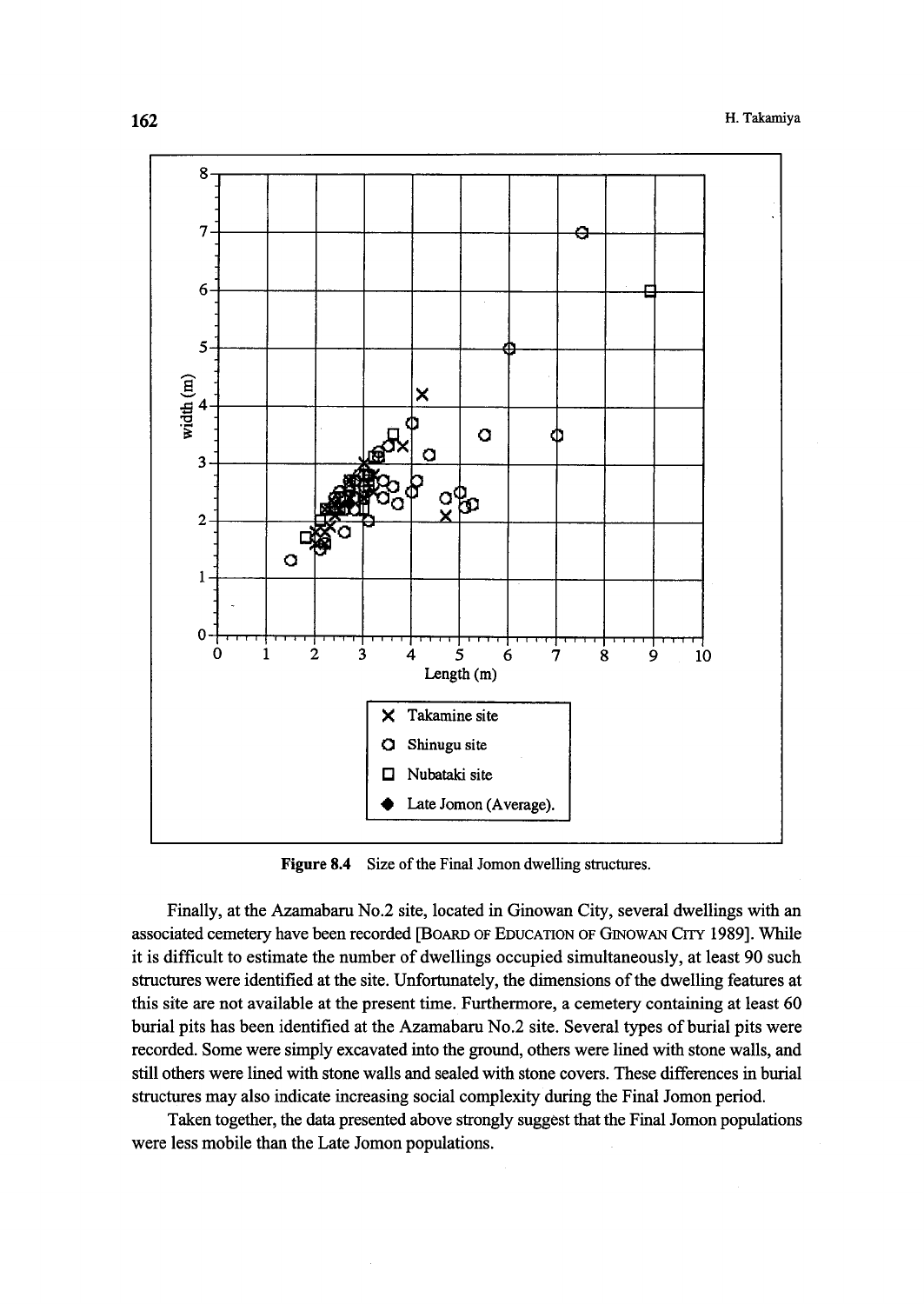Figure 8.4 Size of the Final Jomon dwelling structures.

Finally, at the Azamabaru No.2 site, located in Ginowan City, several dwellings with an associated cemetery have been recorded [Board of Education of Ginowan City 1989]. While it is difficult to estimate the number of dwellings occupied simultaneously, at least 90 such structures were identified at the site. Unfortunately, the dimensions of the dwelling features at this site are not available at the present time. Furthermore, a cemetery containing at least 60 burial pits has been identified at the Azamabaru No.2 site. Several types of burial pits were recorded. Some were simply excavated into the ground, others were lined with stone walls, and still others were lined with stone walls and sealed with stone covers. These differences in burial structures may also indicate increasing social complexity during the Final Jomon period.

Taken together, the data presented above strongly suggest that the Final Jomon populations were less mobile than the Late Jomon populations.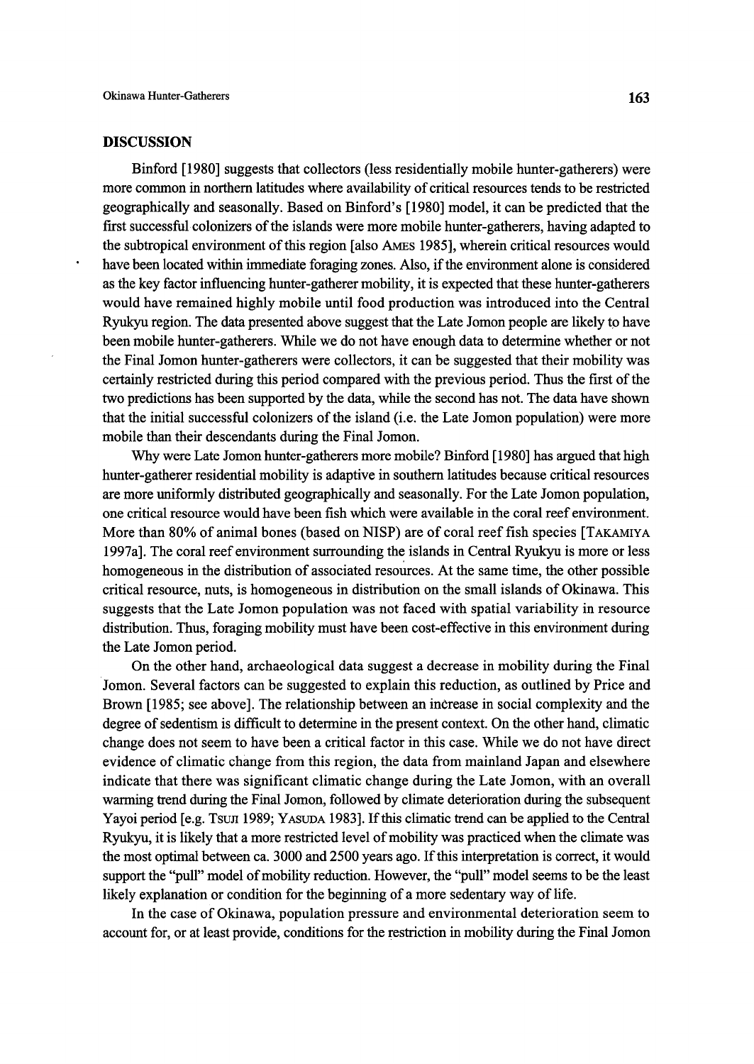## DISCUSSION

Binford [1980] suggests that collectors (less residentially mobile hunter-gatherers) were more common in northern latitudes where availability of critical resources tends to be restricted geographically and seasonally. Based on Binford's [1980] model, it can be predicted that the first successful colonizers of the islands were more mobile hunter-gatherers, having adapted to the subtropical environment of this region [also AMES 1985], wherein critical resources would have been located within immediate foraging zones. Also, if the environment alone is considered as the key factor influencing hunter-gatherer mobility, it is expected that these hunter-gatherers would have remained highly mobile until food production was introduced into the Central Ryukyu region. The data presented above suggest that the Late Jomon people are likely to have been mobile hunter-gatherers. While we do not have enough data to determine whether or not the Final Jomon hunter-gatherers were collectors, it can be suggested that their mobility was certainly restricted during this period compared with the previous period. Thus the first of the two predictions has been supported by the data, while the second has not. The data have shown that the initial successful colonizers of the island (i.e. the Late Jomon population) were more mobile than their descendants during the Final Jomon.

Why were Late Jomon hunter-gatherers more mobile? Binford [1980] has argued that high hunter-gatherer residential mobility is adaptive in southern latitudes because critical resources are more uniformly distributed geographically and seasonally. For the Late Jomon population, one critical resource would have been fish which were available in the coral reef environment. More than 80% of animal bones (based on NISP) are of coral reef fish species [TAKAMIYA 1997a]. The coral reef environment surrounding the islands in Central Ryukyu is more or less homogeneous in the distribution of associated resources. At the same time, the other possible critical resource, nuts, is homogeneous in distribution on the small islands of Okinawa. This suggests that the Late Jomon population was not faced with spatial variability in resource distribution. Thus, foraging mobility must have been cost-effective in this environment during the Late Jomon period.

On the other hand, archaeological data suggest a decrease in mobility during the Final Jomon. Several factors can be suggested to explain this reduction, as outlined by Price and Brown [1985; see above]. The relationship between an increase in social complexity and the degree of sedentism is difficult to determine in the present context. On the other hand, climatic change does not seem to have been a critical factor in this case. While we do not have direct evidence of climatic change from this region, the data from mainland Japan and elsewhere indicate that there was significant climatic change during the Late Jomon, with an overall warming trend during the Final Jomon, followed by climate deterioration during the subsequent Yayoi period [e.g. TSUJI 1989; YASUDA 1983]. If this climatic trend can be applied to the Central Ryukyu, it is likely that a more restricted level of mobility was practiced when the climate was the most optimal between ca. 3000 and 2500 years ago. If this interpretation is correct, it would support the "pull" model of mobility reduction. However, the "pull" model seems to be the least likely explanation or condition for the beginning of a more sedentary way of life.

In the case of Okinawa, population pressure and environmental deterioration seem to account for, or at least provide, conditions for the restriction in mobility during the Final Jomon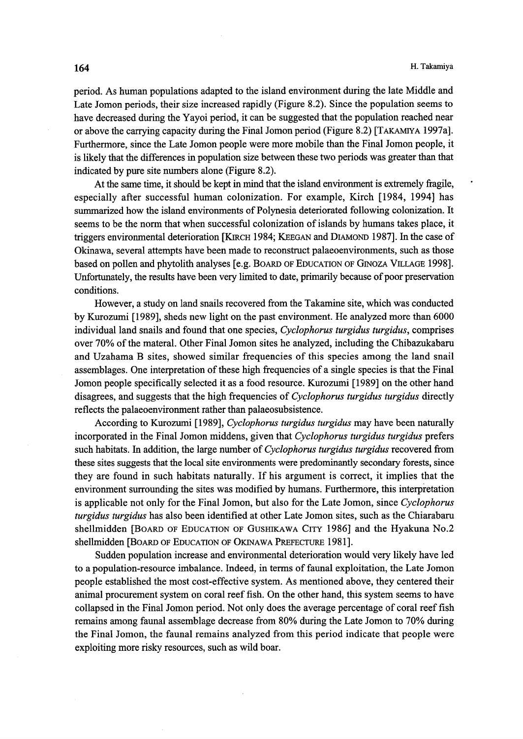period. As human populations adapted to the island environment during the late Middle and Late Jomon periods, their size increased rapidly (Figure 8.2). Since the population seems to have decreased during the Yayoi period, it can be suggested that the population reached near or above the carrying capacity during the Final Jomon period (Figure 8.2) [TAKAMIYA 1997a]. Furthermore, since the Late Jomon people were more mobile than the Final Jomon people, it is likely that the differences in population size between these two periods was greater than that indicated by pure site numbers alone (Figure 8.2).

At the same time, it should be kept in mind that the island environment is extremely fragile, especially after successful human colonization. For example, Kirch [1984, 1994] has summarized how the island environments of Polynesia deteriorated following colonization. It seems to be the norm that when successful colonization of islands by humans takes place, it triggers environmental deterioration [KIRCH 1984; KEEGAN and DIAMOND 1987]. In the case of Okinawa, several attempts have been made to reconstruct palaeoenvironments, such as those based on pollen and phytolith analyses [e.g. BOARD OF EDUCATION OF GINOZA VILLAGE 1998]. Unfortunately, the results have been very limited to date, primarily because of poor preservation conditions.

However, a study on land snails recovered from the Takamine site, which was conducted by Kurozumi [1989], sheds new light on the past environment. He analyzed more than 6000 individual land snails and found that one species, *Cyclophorus turgidus turgidus*, comprises over 70% of the materal. Other Final Jomon sites he analyzed, including the Chibazukabaru and Uzahama B sites, showed similar frequencies of this species among the land snail assemblages. One interpretation of these high frequencies of a single species is that the Final Jomon people specifically selected it as a food resource. Kurozumi [1989] on the other hand disagrees, and suggests that the high frequencies of *Cyclophorus turgidus turgidus* directly reflects the palaeoenvironment rather than palaeosubsistence.

According to Kurozumi [1989], *Cyclophorus turgidus turgidus* may have been naturally incorporated in the Final Jomon middens, given that *Cyclophorus turgidus turgidus* prefers such habitats. In addition, the large number of *Cyclophorus turgidus turgidus* recovered from these sites suggests that the local site environments were predominantly secondary forests, since they are found in such habitats naturally. If his argument is correct, it implies that the environment surrounding the sites was modified by humans. Furthermore, this interpretation is applicable not only for the Final Jomon, but also for the Late Jomon, since *Cyclophorus turgidus turgidus* has also been identified at other Late Jomon sites, such as the Chiarabaru shellmidden [BOARD OF EDUCATION OF GUSHIKAWA CITY 1986] and the Hyakuna No.2 shellmidden [BOARD OF EDUCATION OF OKINAWA PREFECTURE 1981].

Sudden population increase and environmental deterioration would very likely have led to a population-resource imbalance. Indeed, in terms of faunal exploitation, the Late Jomon people established the most cost-effective system. As mentioned above, they centered their animal procurement system on coral reef fish. On the other hand, this system seems to have collapsed in the Final Jomon period. Not only does the average percentage of coral reef fish remains among faunal assemblage decrease from 80% during the Late Jomon to 70% during the Final Jomon, the faunal remains analyzed from this period indicate that people were exploiting more risky resources, such as wild boar.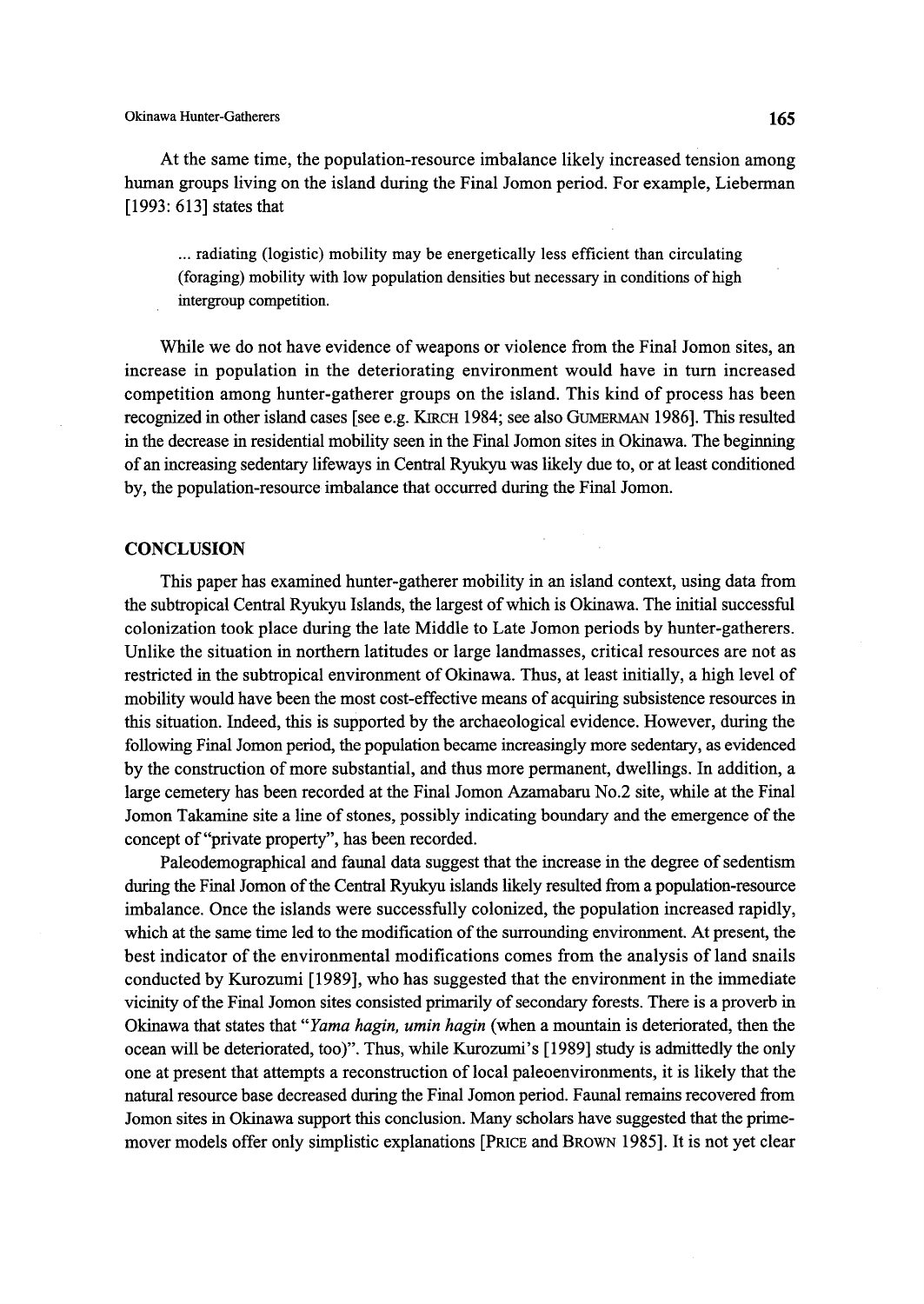At the same time, the population-resource imbalance likely increased tension among human groups living on the island during the Final Jomon period. For example, Lieberman [1993: 613] states that

> ... radiating (logistic) mobility may be energetically less efficient than circulating (foraging) mobility with low population densities but necessary in conditions of high intergroup competition.

While we do not have evidence of weapons or violence from the Final Jomon sites, an increase in population in the deteriorating environment would have in turn increased competition among hunter-gatherer groups on the island. This kind of process has been recognized in other island cases [see e.g. KIRCH 1984; see also GUMERMAN 1986]. This resulted in the decrease in residential mobility seen in the Final Jomon sites in Okinawa. The beginning of an increasing sedentary lifeways in Central Ryukyu was likely due to, or at least conditioned by, the population-resource imbalance that occurred during the Final Jomon.

## CONCLUSION

This paper has examined hunter-gatherer mobility in an island context, using data from the subtropical Central Ryukyu Islands, the largest of which is Okinawa. The initial successful colonization took place during the late Middle to Late Jomon periods by hunter-gatherers. Unlike the situation in northern latitudes or large landmasses, critical resources are not as restricted in the subtropical environment of Okinawa. Thus, at least initially, a high level of mobility would have been the most cost-effective means of acquiring subsistence resources in this situation. Indeed, this is supported by the archaeological evidence. However, during the following Final Jomon period, the population became increasingly more sedentary, as evidenced by the construction of more substantial, and thus more permanent, dwellings. In addition, a large cemetery has been recorded at the Final Jomon Azamabaru No.2 site, while at the Final Jomon Takamine site a line of stones, possibly indicating boundary and the emergence of the concept of "private property", has been recorded.

Paleodemographical and faunal data suggest that the increase in the degree of sedentism during the Final Jomon of the Central Ryukyu islands likely resulted from a population-resource imbalance. Once the islands were successfully colonized, the population increased rapidly, which at the same time led to the modification of the surrounding environment. At present, the best indicator of the environmental modifications comes from the analysis of land snails conducted by Kurozumi [1989], who has suggested that the environment in the immediate vicinity of the Final Jomon sites consisted primarily of secondary forests. There is a proverb in Okinawa that states that "*Yama hagin, umin hagin* (when a mountain is deteriorated, then the ocean will be deteriorated, too)". Thus, while Kurozumi's [1989] study is admittedly the only one at present that attempts a reconstruction of local paleoenvironments, it is likely that the natural resource base decreased during the Final Jomon period. Faunal remains recovered from Jomon sites in Okinawa support this conclusion. Many scholars have suggested that the prime-mover models offer only simplistic explanations [PRICE and BROWN 1985]. It is not yet clear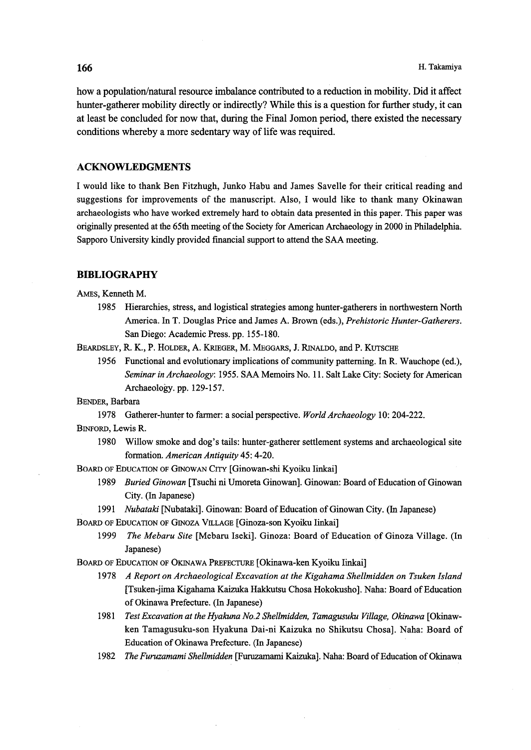how a population/natural resource imbalance contributed to a reduction in mobility. Did it affect hunter-gatherer mobility directly or indirectly? While this is a question for further study, it can at least be concluded for now that, during the Final Jomon period, there existed the necessary conditions whereby a more sedentary way of life was required.

## ACKNOWLEDGMENTS

I would like to thank Ben Fitzhugh, Junko Habu and James Savelle for their critical reading and suggestions for improvements of the manuscript. Also, I would like to thank many Okinawan archaeologists who have worked extremely hard to obtain data presented in this paper. This paper was originally presented at the 65th meeting of the Society for American Archaeology in 2000 in Philadelphia. Sapporo University kindly provided financial support to attend the SAA meeting.

## BIBLIOGRAPHY

AMES, Kenneth M.

1985 Hierarchies, stress, and logistical strategies among hunter-gatherers in northwestern North America. In T. Douglas Price and James A. Brown (eds.), *Prehistoric Hunter-Gatherers*. San Diego: Academic Press. pp. 155-180.

BEARDSLEY, R. K., P. HOLDER, A. KRIEGER, M. MEGGARS, J. RINALDO, and P. KUTSCHE

1956 Functional and evolutionary implications of community patterning. In R. Wauchope (ed.), *Seminar in Archaeology*: 1955. SAA Memoirs No. 11. Salt Lake City: Society for American Archaeology. pp. 129-157.

BENDER, Barbara

1978 Gatherer-hunter to farmer: a social perspective. *World Archaeology* 10: 204-222.

BINFORD, Lewis R.

1980 Willow smoke and dog's tails: hunter-gatherer settlement systems and archaeological site formation. *American Antiquity* 45: 4-20.

BOARD OF EDUCATION OF GINOWAN CITY [Ginowan-shi Kyoiku Iinkai]

1989 *Buried Ginowan* [Tsuchi ni Umoreta Ginowan]. Ginowan: Board of Education of Ginowan City. (In Japanese)

1991 *Nubataki* [Nubataki]. Ginowan: Board of Education of Ginowan City. (In Japanese)

BOARD OF EDUCATION OF GINOZA VILLAGE [Ginoza-son Kyoiku Iinkai]

1999 *The Mebaru Site* [Mebaru Iseki]. Ginoza: Board of Education of Ginoza Village. (In Japanese)

BOARD OF EDUCATION OF OKINAWA PREFECTURE [Okinawa-ken Kyoiku Iinkai]

1978 *A Report on Archaeological Excavation at the Kigahama Shellmidden on Tsuken Island* [Tsuken-jima Kigahama Kaizuka Hakkutsu Chosa Hokokusho]. Naha: Board of Education of Okinawa Prefecture. (In Japanese)

1981 *Test Excavation at the Hyakuna No.2 Shellmidden, Tamagusuku Village, Okinawa* [Okinawa-ken Tamagusuku-son Hyakuna Dai-ni Kaizuka no Shikutsu Chosa]. Naha: Board of Education of Okinawa Prefecture. (In Japanese)

1982 *The Furuzamami Shellmidden* [Furuzamami Kaizuka]. Naha: Board of Education of Okinawa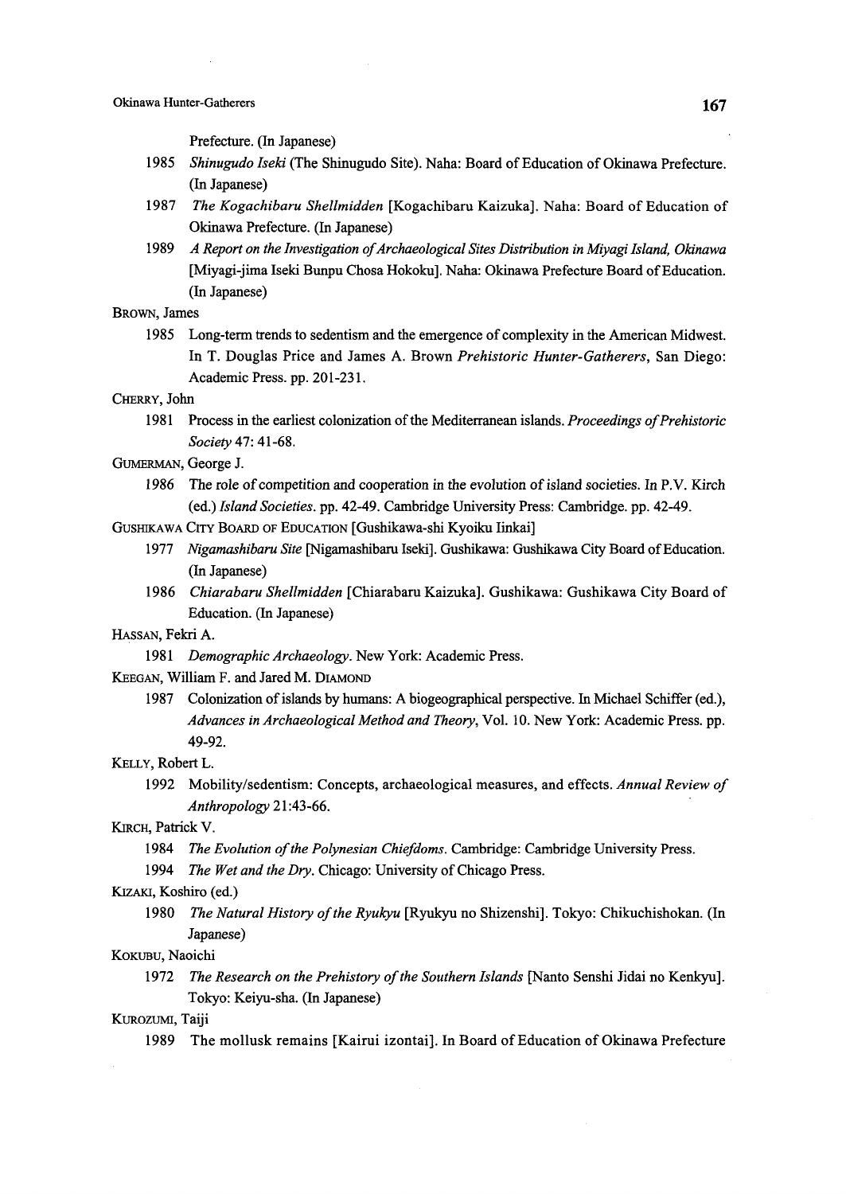Prefecture. (In Japanese)

1985 *Shinugudo Iseki* (The Shinugudo Site). Naha: Board of Education of Okinawa Prefecture. (In Japanese)

1987 *The Kogachibaru Shellmidden* [Kogachibaru Kaizuka]. Naha: Board of Education of Okinawa Prefecture. (In Japanese)

1989 *A Report on the Investigation of Archaeological Sites Distribution in Miyagi Island, Okinawa* [Miyagi-jima Iseki Bunpu Chosa Hokoku]. Naha: Okinawa Prefecture Board of Education. (In Japanese)

BROWN, James

1985 Long-term trends to sedentism and the emergence of complexity in the American Midwest. In T. Douglas Price and James A. Brown *Prehistoric Hunter-Gatherers*, San Diego: Academic Press. pp. 201-231.

CHERRY, John

1981 Process in the earliest colonization of the Mediterranean islands. *Proceedings of Prehistoric Society* 47: 41-68.

GUMERMAN, George J.

1986 The role of competition and cooperation in the evolution of island societies. In P.V. Kirch (ed.) *Island Societies*. pp. 42-49. Cambridge University Press: Cambridge. pp. 42-49.

GUSHIKAWA CITY BOARD OF EDUCATION [Gushikawa-shi Kyoiku Iinkai]

1977 *Nigamashibaru Site* [Nigamashibaru Iseki]. Gushikawa: Gushikawa City Board of Education. (In Japanese)

1986 *Chiarabaru Shellmidden* [Chiarabaru Kaizuka]. Gushikawa: Gushikawa City Board of Education. (In Japanese)

HASSAN, Fekri A.

1981 *Demographic Archaeology*. New York: Academic Press.

KEEGAN, William F. and Jared M. DIAMOND

1987 Colonization of islands by humans: A biogeographical perspective. In Michael Schiffer (ed.), *Advances in Archaeological Method and Theory*, Vol. 10. New York: Academic Press. pp. 49-92.

KELLY, Robert L.

1992 Mobility/sedentism: Concepts, archaeological measures, and effects. *Annual Review of Anthropology* 21:43-66.

KIRCH, Patrick V.

1984 *The Evolution of the Polynesian Chiefdoms*. Cambridge: Cambridge University Press.

1994 *The Wet and the Dry*. Chicago: University of Chicago Press.

KIZAKI, Koshiro (ed.)

1980 *The Natural History of the Ryukyu* [Ryukyu no Shizenshi]. Tokyo: Chikuchishokan. (In Japanese)

KOKUBU, Naoichi

1972 *The Research on the Prehistory of the Southern Islands* [Nanto Senshi Jidai no Kenkyu]. Tokyo: Keiyu-sha. (In Japanese)

KUROZUMI, Taiji

1989 The mollusk remains [Kairui izontai]. In Board of Education of Okinawa Prefecture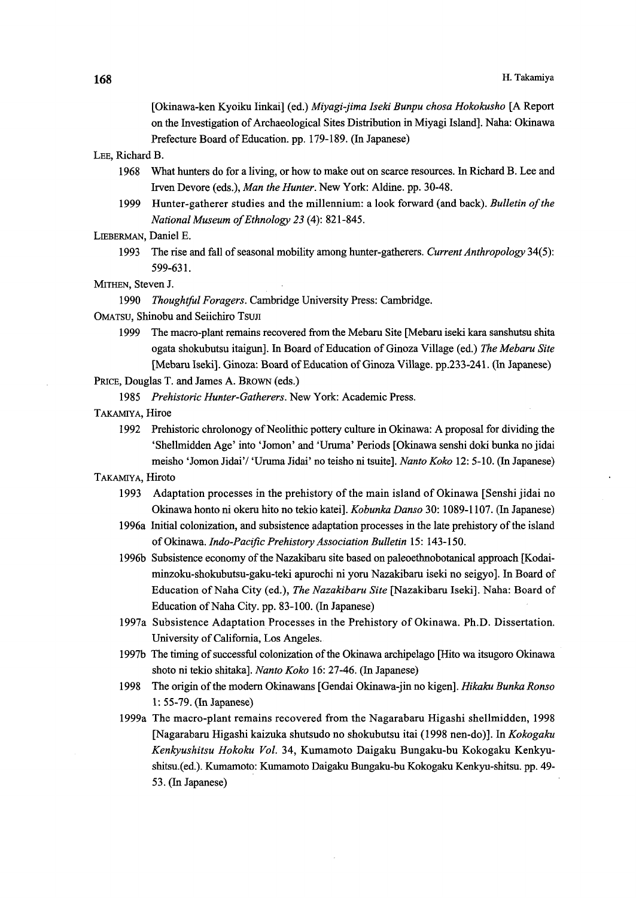[Okinawa-ken Kyoiku Iinkai] (ed.) *Miyagi-jima Iseki Bunpu chosa Hokokusho* [A Report on the Investigation of Archaeological Sites Distribution in Miyagi Island]. Naha: Okinawa Prefecture Board of Education. pp. 179-189. (In Japanese)

LEE, Richard B.

1968 What hunters do for a living, or how to make out on scarce resources. In Richard B. Lee and Irven Devore (eds.), *Man the Hunter*. New York: Aldine. pp. 30-48.

1999 Hunter-gatherer studies and the millennium: a look forward (and back). *Bulletin of the National Museum of Ethnology 23* (4): 821-845.

LIEBERMAN, Daniel E.

1993 The rise and fall of seasonal mobility among hunter-gatherers. *Current Anthropology* 34(5): 599-631.

MITHEN, Steven J.

1990 *Thoughtful Foragers*. Cambridge University Press: Cambridge.

OMATSU, Shinobu and Seiichiro TSUJI

1999 The macro-plant remains recovered from the Mebaru Site [Mebaru iseki kara sanshutsu shita ogata shokubutsu itaigun]. In Board of Education of Ginoza Village (ed.) *The Mebaru Site* [Mebaru Iseki]. Ginoza: Board of Education of Ginoza Village. pp.233-241. (In Japanese)

PRICE, Douglas T. and James A. BROWN (eds.)

1985 *Prehistoric Hunter-Gatherers*. New York: Academic Press.

TAKAMIYA, Hiroe

1992 Prehistoric chrolonogy of Neolithic pottery culture in Okinawa: A proposal for dividing the 'Shellmidden Age' into 'Jomon' and 'Uruma' Periods [Okinawa senshi doki bunka no jidai meisho 'Jomon Jidai'/ 'Uruma Jidai' no teisho ni tsuite]. *Nanto Koko* 12: 5-10. (In Japanese)

TAKAMIYA, Hiroto

1993 Adaptation processes in the prehistory of the main island of Okinawa [Senshi jidai no Okinawa honto ni okeru hito no tekio katei]. *Kobunka Danso* 30: 1089-1107. (In Japanese)

1996a Initial colonization, and subsistence adaptation processes in the late prehistory of the island of Okinawa. *Indo-Pacific Prehistory Association Bulletin* 15: 143-150.

1996b Subsistence economy of the Nazakibaru site based on paleoethnobotanical approach [Kodai-minzoku-shokubutsu-gaku-teki apurochi ni yoru Nazakibaru iseki no seigyo]. In Board of Education of Naha City (ed.), *The Nazakibaru Site* [Nazakibaru Iseki]. Naha: Board of Education of Naha City. pp. 83-100. (In Japanese)

1997a Subsistence Adaptation Processes in the Prehistory of Okinawa. Ph.D. Dissertation. University of California, Los Angeles.

1997b The timing of successful colonization of the Okinawa archipelago [Hito wa itsugoro Okinawa shoto ni tekio shitaka]. *Nanto Koko* 16: 27-46. (In Japanese)

1998 The origin of the modern Okinawans [Gendai Okinawa-jin no kigen]. *Hikaku Bunka Ronso* 1: 55-79. (In Japanese)

1999a The macro-plant remains recovered from the Nagarabaru Higashi shellmidden, 1998 [Nagarabaru Higashi kaizuka shutsudo no shokubutsu itai (1998 nen-do)]. In *Kokogaku Kenkyushitsu Hokoku Vol.* 34, Kumamoto Daigaku Bungaku-bu Kokogaku Kenkyu-shitsu.(ed.). Kumamoto: Kumamoto Daigaku Bungaku-bu Kokogaku Kenkyu-shitsu. pp. 49-53. (In Japanese)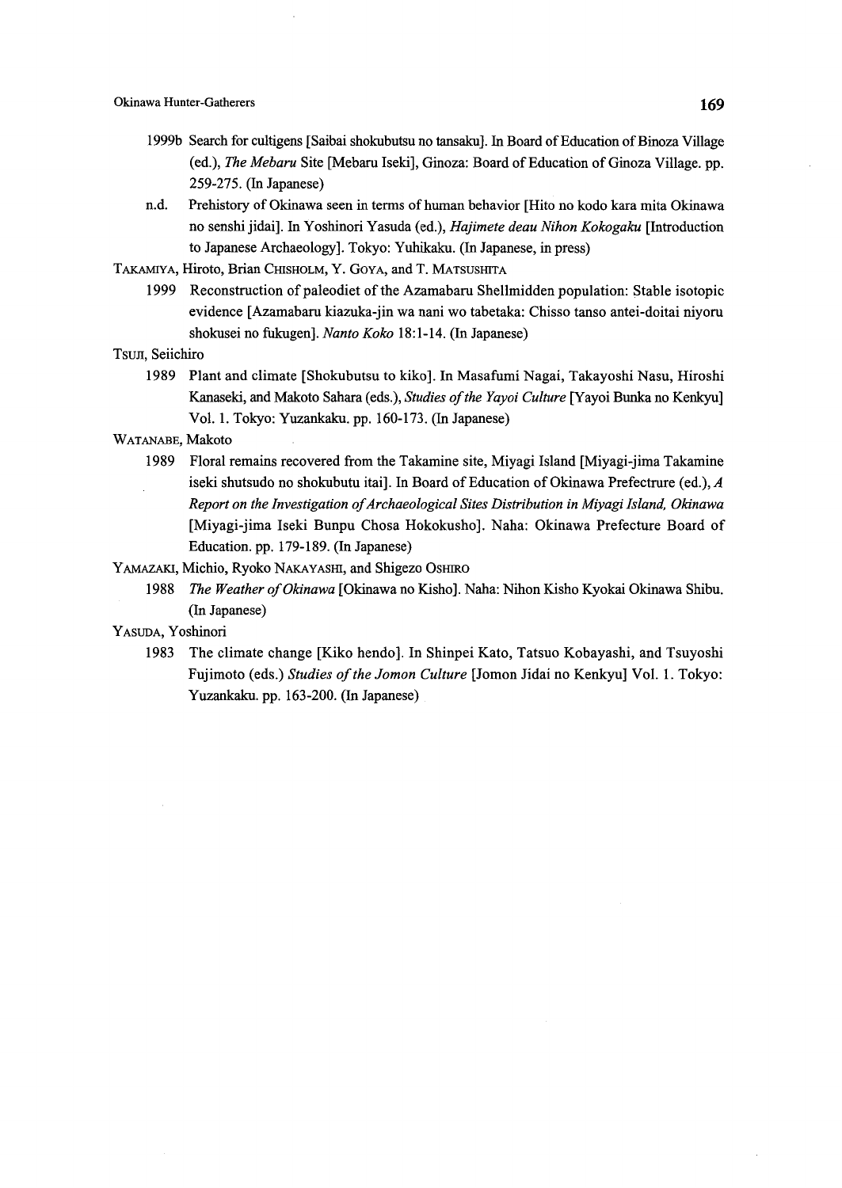1999b Search for cultigens [Saibai shokubutsu no tansaku]. In Board of Education of Binoza Village (ed.), *The Mebaru* Site [Mebaru Iseki], Ginoza: Board of Education of Ginoza Village. pp. 259-275. (In Japanese)

n.d. Prehistory of Okinawa seen in terms of human behavior [Hito no kodo kara mita Okinawa no senshi jidai]. In Yoshinori Yasuda (ed.), *Hajimete deau Nihon Kokogaku* [Introduction to Japanese Archaeology]. Tokyo: Yuhikaku. (In Japanese, in press)

TAKAMIYA, Hiroto, Brian CHISHOLM, Y. GOYA, and T. MATSUSHITA

1999 Reconstruction of paleodiet of the Azamabaru Shellmidden population: Stable isotopic evidence [Azamabaru kiazuka-jin wa nani wo tabetaka: Chisso tanso antei-doitai niyoru shokusei no fukugen]. *Nanto Koko* 18:1-14. (In Japanese)

TSUJI, Seiichiro

1989 Plant and climate [Shokubutsu to kiko]. In Masafumi Nagai, Takayoshi Nasu, Hiroshi Kanaseki, and Makoto Sahara (eds.), *Studies of the Yayoi Culture* [Yayoi Bunka no Kenkyu] Vol. 1. Tokyo: Yuzankaku. pp. 160-173. (In Japanese)

WATANABE, Makoto

1989 Floral remains recovered from the Takamine site, Miyagi Island [Miyagi-jima Takamine iseki shutsudo no shokubutu itai]. In Board of Education of Okinawa Prefectrure (ed.), *A Report on the Investigation of Archaeological Sites Distribution in Miyagi Island, Okinawa* [Miyagi-jima Iseki Bunpu Chosa Hokokusho]. Naha: Okinawa Prefecture Board of Education. pp. 179-189. (In Japanese)

YAMAZAKI, Michio, Ryoko NAKAYASHI, and Shigezo OSHIRO

1988 *The Weather of Okinawa* [Okinawa no Kisho]. Naha: Nihon Kisho Kyokai Okinawa Shibu. (In Japanese)

YASUDA, Yoshinori

1983 The climate change [Kiko hendo]. In Shinpei Kato, Tatsuo Kobayashi, and Tsuyoshi Fujimoto (eds.) *Studies of the Jomon Culture* [Jomon Jidai no Kenkyu] Vol. 1. Tokyo: Yuzankaku. pp. 163-200. (In Japanese)